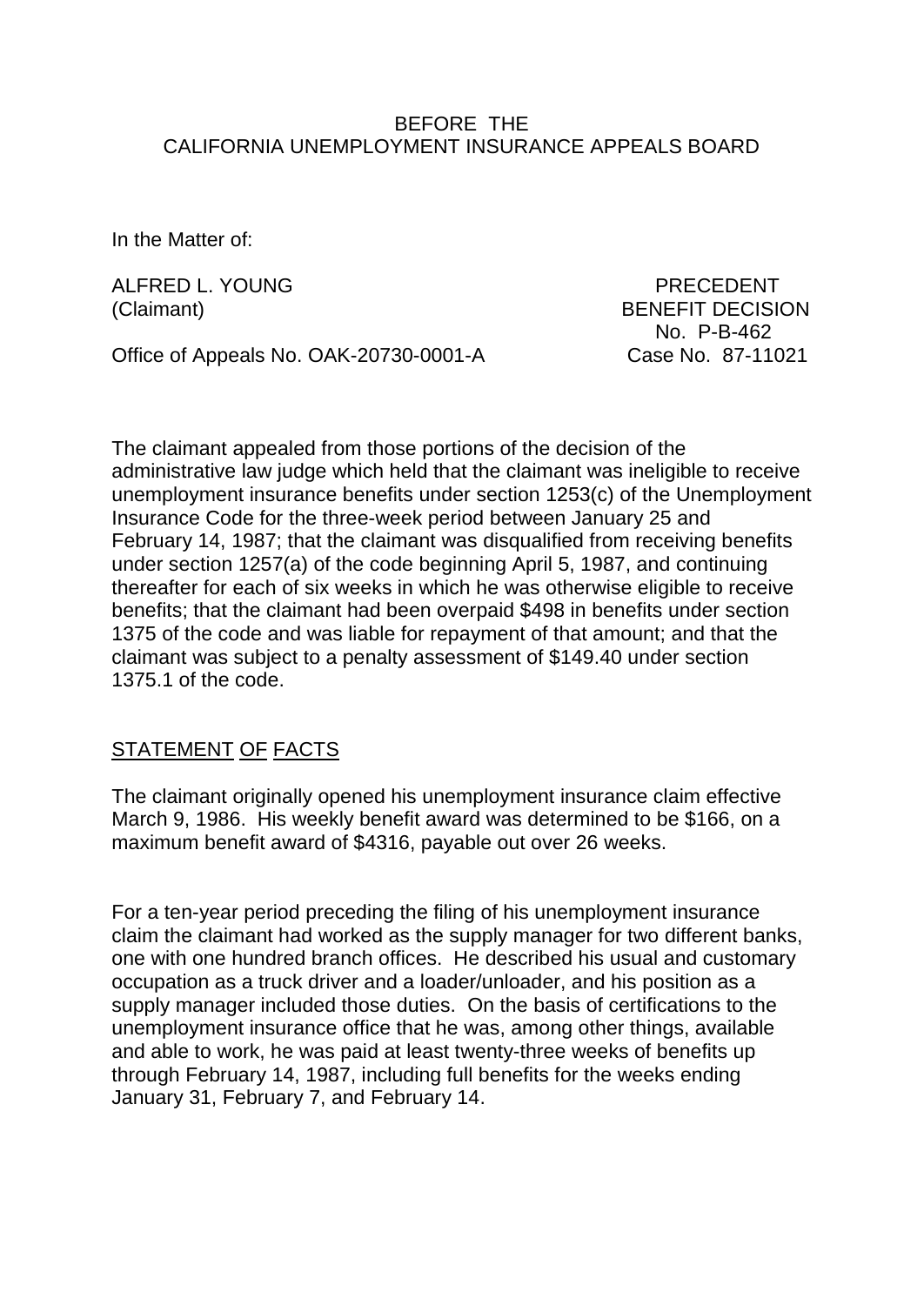BEFORE THE
CALIFORNIA UNEMPLOYMENT INSURANCE APPEALS BOARD

In the Matter of:

ALFRED L. YOUNG
(Claimant)

PRECEDENT
BENEFIT DECISION
No. P-B-462

Office of Appeals No. OAK-20730-0001-A

Case No. 87-11021

The claimant appealed from those portions of the decision of the administrative law judge which held that the claimant was ineligible to receive unemployment insurance benefits under section 1253(c) of the Unemployment Insurance Code for the three-week period between January 25 and February 14, 1987; that the claimant was disqualified from receiving benefits under section 1257(a) of the code beginning April 5, 1987, and continuing thereafter for each of six weeks in which he was otherwise eligible to receive benefits; that the claimant had been overpaid $498 in benefits under section 1375 of the code and was liable for repayment of that amount; and that the claimant was subject to a penalty assessment of $149.40 under section 1375.1 of the code.

## STATEMENT OF FACTS

The claimant originally opened his unemployment insurance claim effective March 9, 1986. His weekly benefit award was determined to be $166, on a maximum benefit award of $4316, payable out over 26 weeks.

For a ten-year period preceding the filing of his unemployment insurance claim the claimant had worked as the supply manager for two different banks, one with one hundred branch offices. He described his usual and customary occupation as a truck driver and a loader/unloader, and his position as a supply manager included those duties. On the basis of certifications to the unemployment insurance office that he was, among other things, available and able to work, he was paid at least twenty-three weeks of benefits up through February 14, 1987, including full benefits for the weeks ending January 31, February 7, and February 14.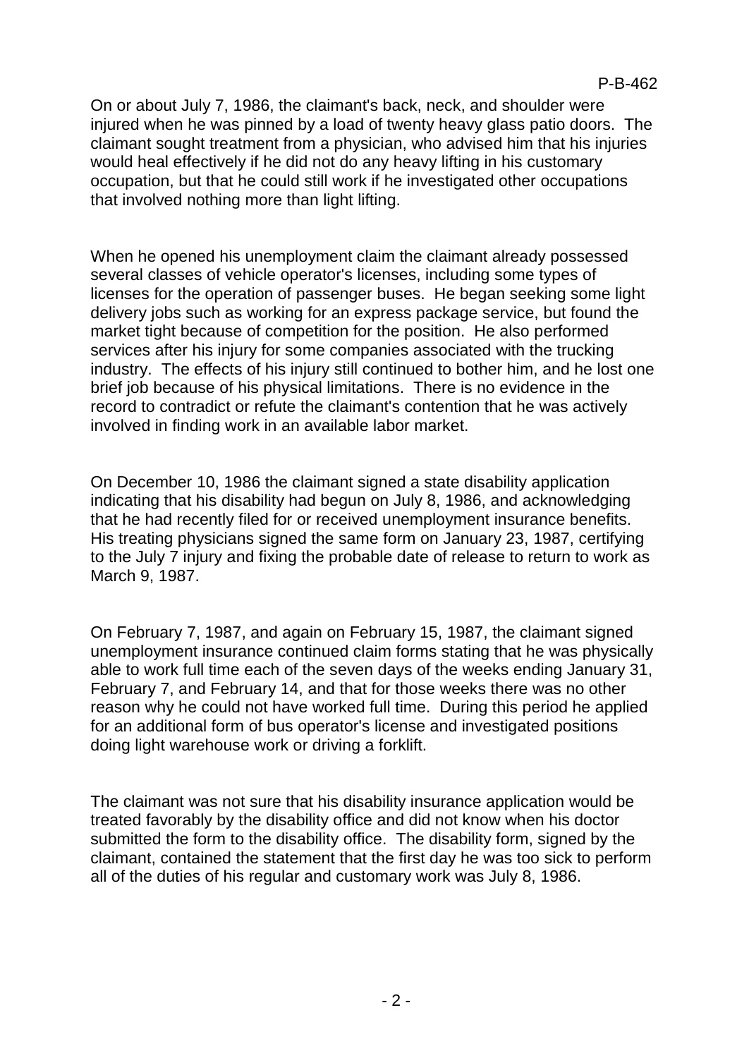On or about July 7, 1986, the claimant's back, neck, and shoulder were injured when he was pinned by a load of twenty heavy glass patio doors. The claimant sought treatment from a physician, who advised him that his injuries would heal effectively if he did not do any heavy lifting in his customary occupation, but that he could still work if he investigated other occupations that involved nothing more than light lifting.

When he opened his unemployment claim the claimant already possessed several classes of vehicle operator's licenses, including some types of licenses for the operation of passenger buses. He began seeking some light delivery jobs such as working for an express package service, but found the market tight because of competition for the position. He also performed services after his injury for some companies associated with the trucking industry. The effects of his injury still continued to bother him, and he lost one brief job because of his physical limitations. There is no evidence in the record to contradict or refute the claimant's contention that he was actively involved in finding work in an available labor market.

On December 10, 1986 the claimant signed a state disability application indicating that his disability had begun on July 8, 1986, and acknowledging that he had recently filed for or received unemployment insurance benefits. His treating physicians signed the same form on January 23, 1987, certifying to the July 7 injury and fixing the probable date of release to return to work as March 9, 1987.

On February 7, 1987, and again on February 15, 1987, the claimant signed unemployment insurance continued claim forms stating that he was physically able to work full time each of the seven days of the weeks ending January 31, February 7, and February 14, and that for those weeks there was no other reason why he could not have worked full time. During this period he applied for an additional form of bus operator's license and investigated positions doing light warehouse work or driving a forklift.

The claimant was not sure that his disability insurance application would be treated favorably by the disability office and did not know when his doctor submitted the form to the disability office. The disability form, signed by the claimant, contained the statement that the first day he was too sick to perform all of the duties of his regular and customary work was July 8, 1986.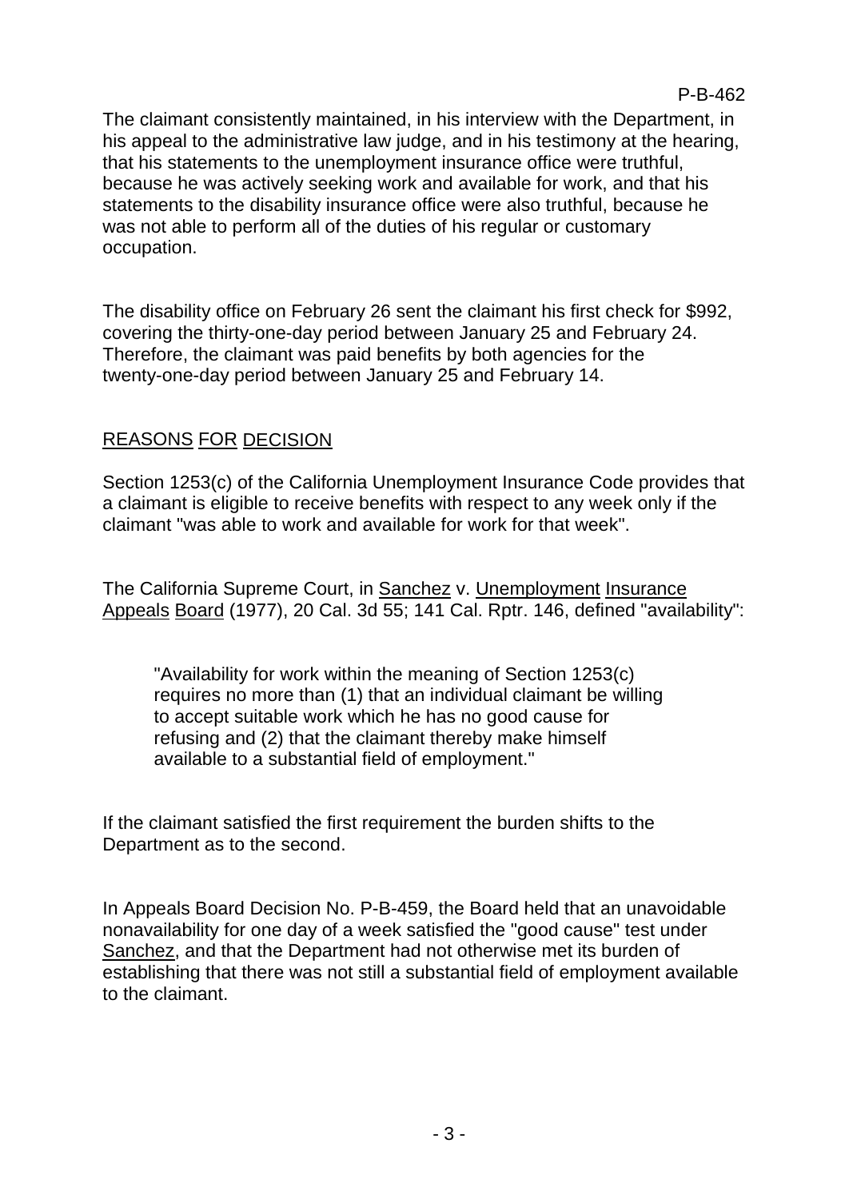The claimant consistently maintained, in his interview with the Department, in his appeal to the administrative law judge, and in his testimony at the hearing, that his statements to the unemployment insurance office were truthful, because he was actively seeking work and available for work, and that his statements to the disability insurance office were also truthful, because he was not able to perform all of the duties of his regular or customary occupation.

The disability office on February 26 sent the claimant his first check for $992, covering the thirty-one-day period between January 25 and February 24. Therefore, the claimant was paid benefits by both agencies for the twenty-one-day period between January 25 and February 14.

## REASONS FOR DECISION

Section 1253(c) of the California Unemployment Insurance Code provides that a claimant is eligible to receive benefits with respect to any week only if the claimant "was able to work and available for work for that week".

The California Supreme Court, in Sanchez v. Unemployment Insurance Appeals Board (1977), 20 Cal. 3d 55; 141 Cal. Rptr. 146, defined "availability":

> "Availability for work within the meaning of Section 1253(c) requires no more than (1) that an individual claimant be willing to accept suitable work which he has no good cause for refusing and (2) that the claimant thereby make himself available to a substantial field of employment."

If the claimant satisfied the first requirement the burden shifts to the Department as to the second.

In Appeals Board Decision No. P-B-459, the Board held that an unavoidable nonavailability for one day of a week satisfied the "good cause" test under Sanchez, and that the Department had not otherwise met its burden of establishing that there was not still a substantial field of employment available to the claimant.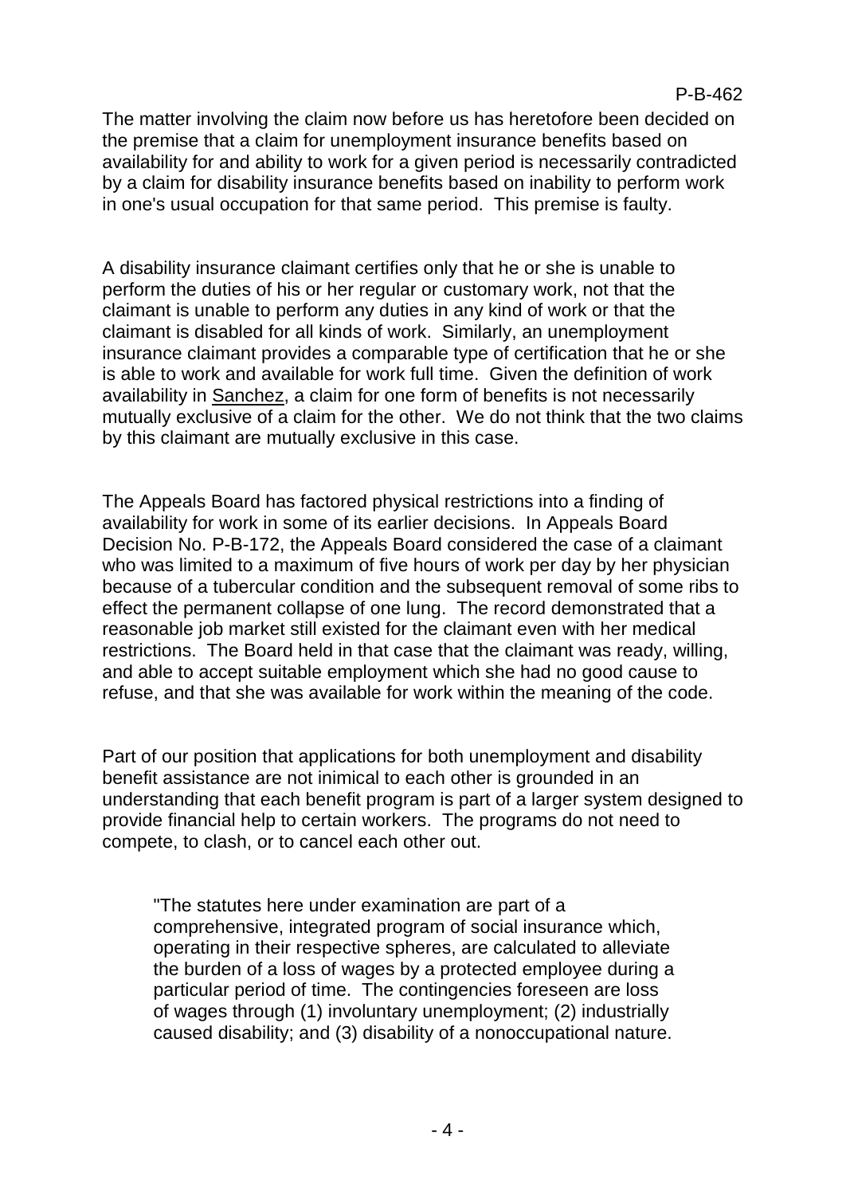The matter involving the claim now before us has heretofore been decided on the premise that a claim for unemployment insurance benefits based on availability for and ability to work for a given period is necessarily contradicted by a claim for disability insurance benefits based on inability to perform work in one's usual occupation for that same period. This premise is faulty.

A disability insurance claimant certifies only that he or she is unable to perform the duties of his or her regular or customary work, not that the claimant is unable to perform any duties in any kind of work or that the claimant is disabled for all kinds of work. Similarly, an unemployment insurance claimant provides a comparable type of certification that he or she is able to work and available for work full time. Given the definition of work availability in Sanchez, a claim for one form of benefits is not necessarily mutually exclusive of a claim for the other. We do not think that the two claims by this claimant are mutually exclusive in this case.

The Appeals Board has factored physical restrictions into a finding of availability for work in some of its earlier decisions. In Appeals Board Decision No. P-B-172, the Appeals Board considered the case of a claimant who was limited to a maximum of five hours of work per day by her physician because of a tubercular condition and the subsequent removal of some ribs to effect the permanent collapse of one lung. The record demonstrated that a reasonable job market still existed for the claimant even with her medical restrictions. The Board held in that case that the claimant was ready, willing, and able to accept suitable employment which she had no good cause to refuse, and that she was available for work within the meaning of the code.

Part of our position that applications for both unemployment and disability benefit assistance are not inimical to each other is grounded in an understanding that each benefit program is part of a larger system designed to provide financial help to certain workers. The programs do not need to compete, to clash, or to cancel each other out.

> "The statutes here under examination are part of a comprehensive, integrated program of social insurance which, operating in their respective spheres, are calculated to alleviate the burden of a loss of wages by a protected employee during a particular period of time. The contingencies foreseen are loss of wages through (1) involuntary unemployment; (2) industrially caused disability; and (3) disability of a nonoccupational nature.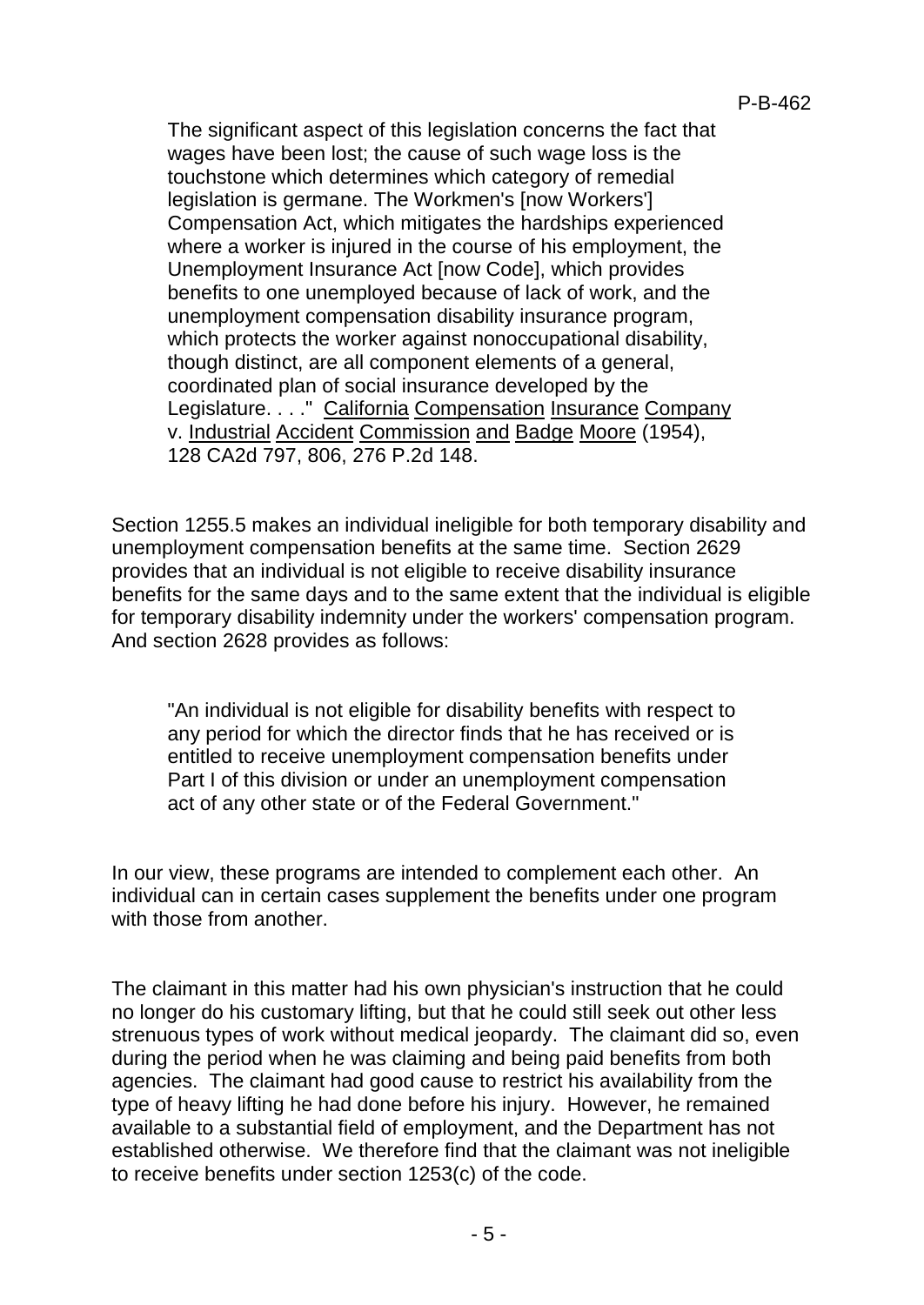> The significant aspect of this legislation concerns the fact that wages have been lost; the cause of such wage loss is the touchstone which determines which category of remedial legislation is germane. The Workmen's [now Workers'] Compensation Act, which mitigates the hardships experienced where a worker is injured in the course of his employment, the Unemployment Insurance Act [now Code], which provides benefits to one unemployed because of lack of work, and the unemployment compensation disability insurance program, which protects the worker against nonoccupational disability, though distinct, are all component elements of a general, coordinated plan of social insurance developed by the Legislature. . . ." California Compensation Insurance Company v. Industrial Accident Commission and Badge Moore (1954), 128 CA2d 797, 806, 276 P.2d 148.

Section 1255.5 makes an individual ineligible for both temporary disability and unemployment compensation benefits at the same time. Section 2629 provides that an individual is not eligible to receive disability insurance benefits for the same days and to the same extent that the individual is eligible for temporary disability indemnity under the workers' compensation program. And section 2628 provides as follows:

> "An individual is not eligible for disability benefits with respect to any period for which the director finds that he has received or is entitled to receive unemployment compensation benefits under Part I of this division or under an unemployment compensation act of any other state or of the Federal Government."

In our view, these programs are intended to complement each other. An individual can in certain cases supplement the benefits under one program with those from another.

The claimant in this matter had his own physician's instruction that he could no longer do his customary lifting, but that he could still seek out other less strenuous types of work without medical jeopardy. The claimant did so, even during the period when he was claiming and being paid benefits from both agencies. The claimant had good cause to restrict his availability from the type of heavy lifting he had done before his injury. However, he remained available to a substantial field of employment, and the Department has not established otherwise. We therefore find that the claimant was not ineligible to receive benefits under section 1253(c) of the code.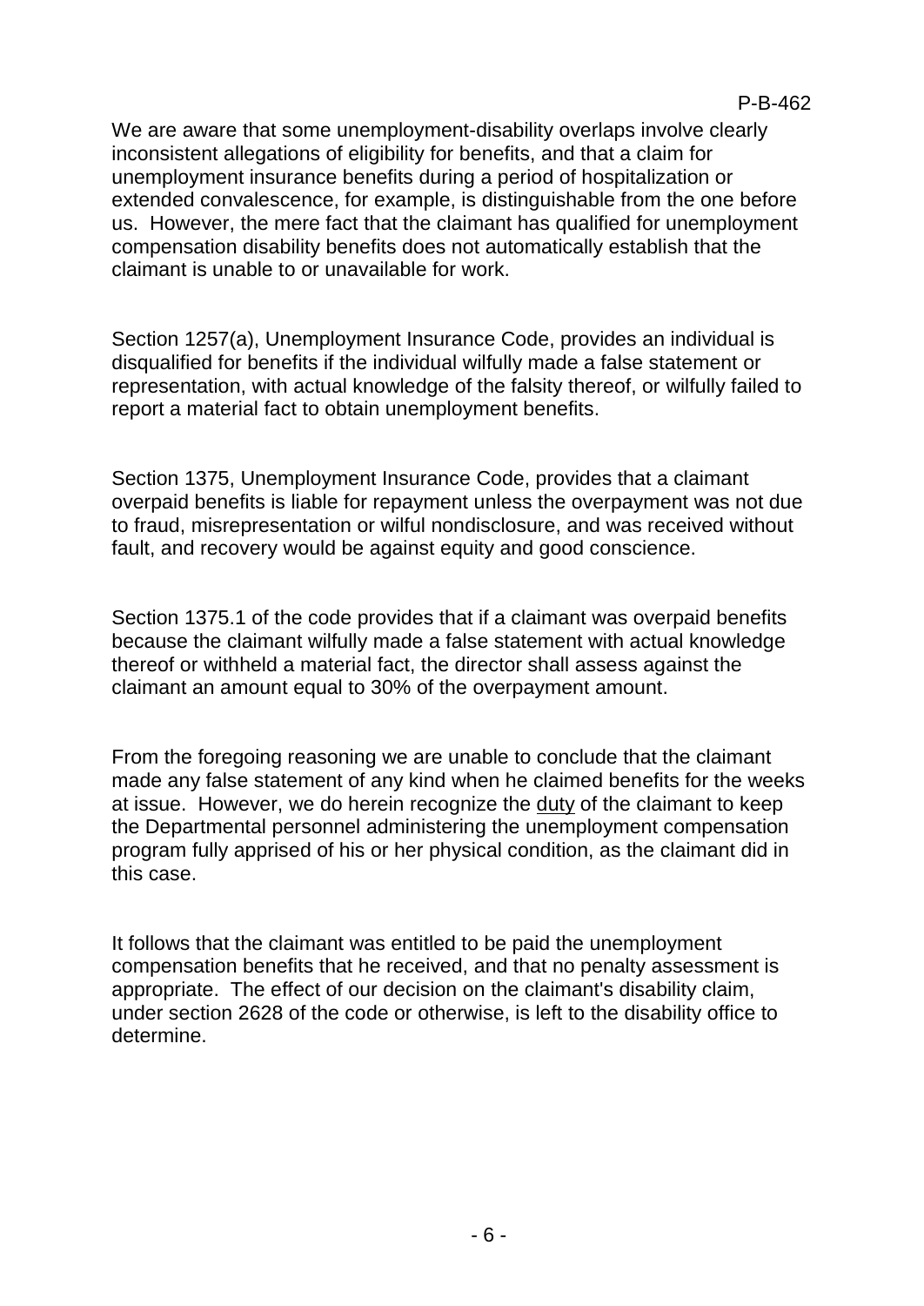We are aware that some unemployment-disability overlaps involve clearly inconsistent allegations of eligibility for benefits, and that a claim for unemployment insurance benefits during a period of hospitalization or extended convalescence, for example, is distinguishable from the one before us. However, the mere fact that the claimant has qualified for unemployment compensation disability benefits does not automatically establish that the claimant is unable to or unavailable for work.

Section 1257(a), Unemployment Insurance Code, provides an individual is disqualified for benefits if the individual wilfully made a false statement or representation, with actual knowledge of the falsity thereof, or wilfully failed to report a material fact to obtain unemployment benefits.

Section 1375, Unemployment Insurance Code, provides that a claimant overpaid benefits is liable for repayment unless the overpayment was not due to fraud, misrepresentation or wilful nondisclosure, and was received without fault, and recovery would be against equity and good conscience.

Section 1375.1 of the code provides that if a claimant was overpaid benefits because the claimant wilfully made a false statement with actual knowledge thereof or withheld a material fact, the director shall assess against the claimant an amount equal to 30% of the overpayment amount.

From the foregoing reasoning we are unable to conclude that the claimant made any false statement of any kind when he claimed benefits for the weeks at issue. However, we do herein recognize the <u>duty</u> of the claimant to keep the Departmental personnel administering the unemployment compensation program fully apprised of his or her physical condition, as the claimant did in this case.

It follows that the claimant was entitled to be paid the unemployment compensation benefits that he received, and that no penalty assessment is appropriate. The effect of our decision on the claimant's disability claim, under section 2628 of the code or otherwise, is left to the disability office to determine.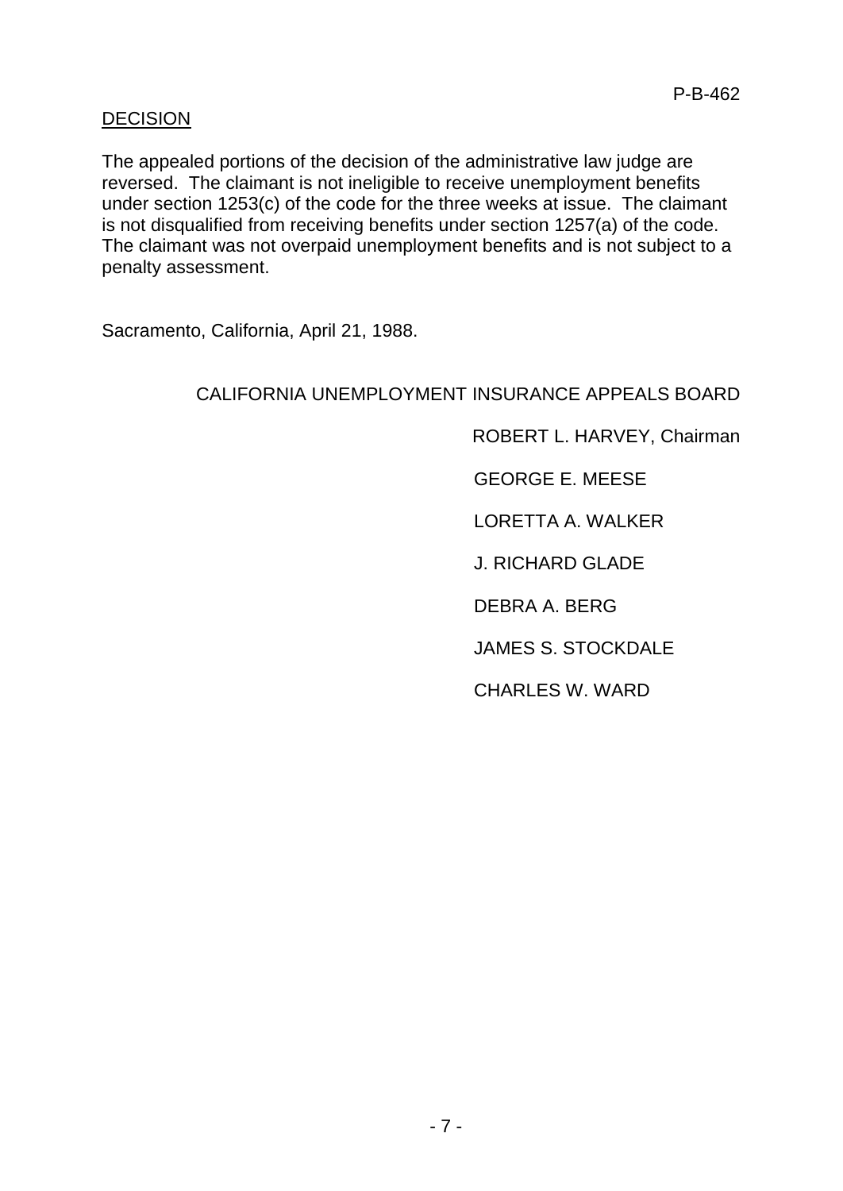DECISION

The appealed portions of the decision of the administrative law judge are reversed. The claimant is not ineligible to receive unemployment benefits under section 1253(c) of the code for the three weeks at issue. The claimant is not disqualified from receiving benefits under section 1257(a) of the code. The claimant was not overpaid unemployment benefits and is not subject to a penalty assessment.

Sacramento, California, April 21, 1988.

CALIFORNIA UNEMPLOYMENT INSURANCE APPEALS BOARD

ROBERT L. HARVEY, Chairman

GEORGE E. MEESE

LORETTA A. WALKER

J. RICHARD GLADE

DEBRA A. BERG

JAMES S. STOCKDALE

CHARLES W. WARD